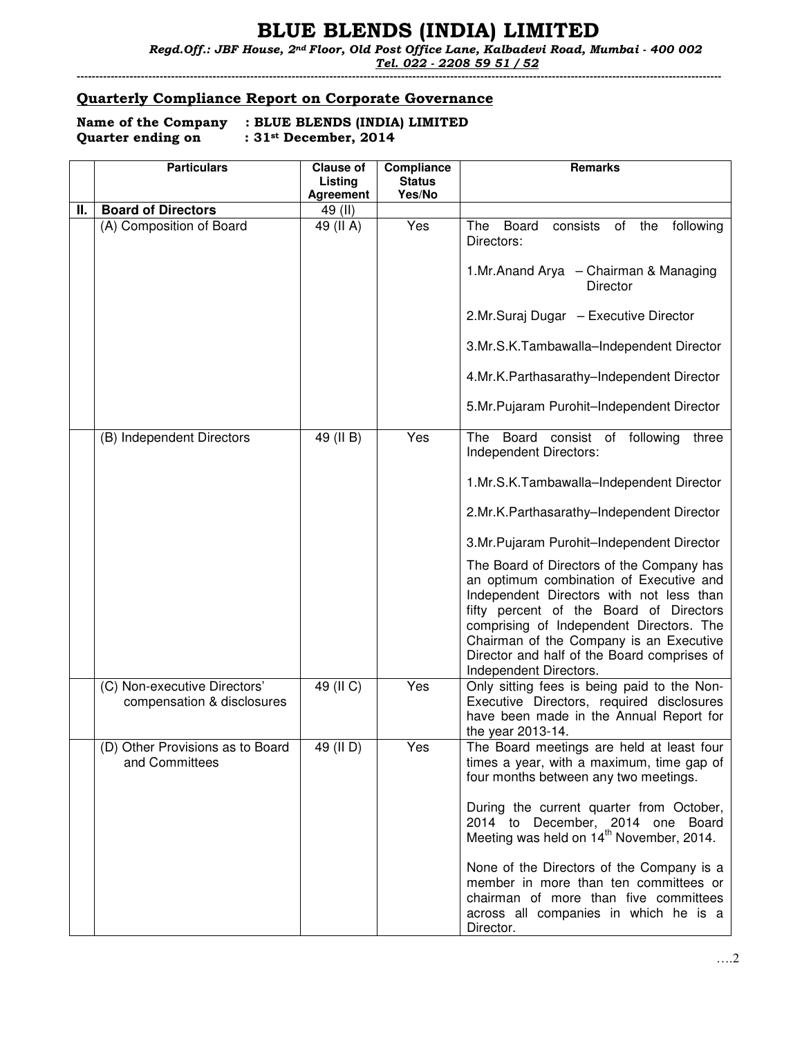# BLUE BLENDS (INDIA) LIMITED

*Regd.Off.: JBF House, 2nd Floor, Old Post Office Lane, Kalbadevi Road, Mumbai - 400 002*

*Tel. 022 - 2208 59 51 / 52*

## Quarterly Compliance Report on Corporate Governance

**Name of the Company : BLUE BLENDS (INDIA) LIMITED**
**Quarter ending on : 31st December, 2014**

| | Particulars | Clause of Listing Agreement | Compliance Status Yes/No | Remarks |
|---|---|---|---|---|
| **II.** | **Board of Directors** | 49 (II) | | |
| | (A) Composition of Board | 49 (II A) | Yes | The Board consists of the following Directors:<br><br>1.Mr.Anand Arya – Chairman & Managing Director<br><br>2.Mr.Suraj Dugar – Executive Director<br><br>3.Mr.S.K.Tambawalla–Independent Director<br><br>4.Mr.K.Parthasarathy–Independent Director<br><br>5.Mr.Pujaram Purohit–Independent Director |
| | (B) Independent Directors | 49 (II B) | Yes | The Board consist of following three Independent Directors:<br><br>1.Mr.S.K.Tambawalla–Independent Director<br><br>2.Mr.K.Parthasarathy–Independent Director<br><br>3.Mr.Pujaram Purohit–Independent Director<br><br>The Board of Directors of the Company has an optimum combination of Executive and Independent Directors with not less than fifty percent of the Board of Directors comprising of Independent Directors. The Chairman of the Company is an Executive Director and half of the Board comprises of Independent Directors. |
| | (C) Non-executive Directors' compensation & disclosures | 49 (II C) | Yes | Only sitting fees is being paid to the Non-Executive Directors, required disclosures have been made in the Annual Report for the year 2013-14. |
| | (D) Other Provisions as to Board and Committees | 49 (II D) | Yes | The Board meetings are held at least four times a year, with a maximum, time gap of four months between any two meetings.<br><br>During the current quarter from October, 2014 to December, 2014 one Board Meeting was held on 14th November, 2014.<br><br>None of the Directors of the Company is a member in more than ten committees or chairman of more than five committees across all companies in which he is a Director. |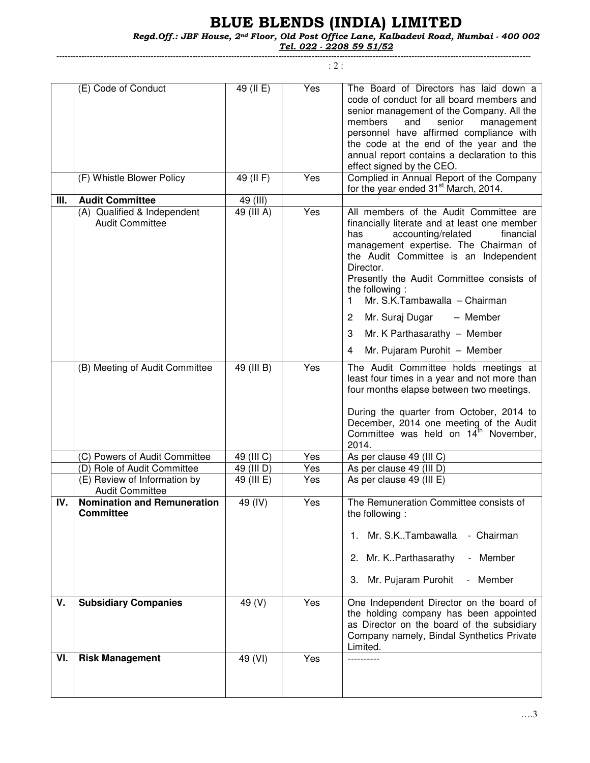# BLUE BLENDS (INDIA) LIMITED

*Regd.Off.: JBF House, 2nd Floor, Old Post Office Lane, Kalbadevi Road, Mumbai - 400 002*

*Tel. 022 - 2208 59 51/52*

| | | | | |
|---|---|---|---|---|
| | (E) Code of Conduct | 49 (II E) | Yes | The Board of Directors has laid down a code of conduct for all board members and senior management of the Company. All the members and senior management personnel have affirmed compliance with the code at the end of the year and the annual report contains a declaration to this effect signed by the CEO. |
| | (F) Whistle Blower Policy | 49 (II F) | Yes | Complied in Annual Report of the Company for the year ended 31st March, 2014. |
| **III.** | **Audit Committee** | 49 (III) | | |
| | (A) Qualified & Independent Audit Committee | 49 (III A) | Yes | All members of the Audit Committee are financially literate and at least one member has accounting/related financial management expertise. The Chairman of the Audit Committee is an Independent Director.<br>Presently the Audit Committee consists of the following :<br>1 Mr. S.K.Tambawalla – Chairman<br>2 Mr. Suraj Dugar – Member<br>3 Mr. K Parthasarathy – Member<br>4 Mr. Pujaram Purohit – Member |
| | (B) Meeting of Audit Committee | 49 (III B) | Yes | The Audit Committee holds meetings at least four times in a year and not more than four months elapse between two meetings.<br><br>During the quarter from October, 2014 to December, 2014 one meeting of the Audit Committee was held on 14th November, 2014. |
| | (C) Powers of Audit Committee | 49 (III C) | Yes | As per clause 49 (III C) |
| | (D) Role of Audit Committee | 49 (III D) | Yes | As per clause 49 (III D) |
| | (E) Review of Information by Audit Committee | 49 (III E) | Yes | As per clause 49 (III E) |
| **IV.** | **Nomination and Remuneration Committee** | 49 (IV) | Yes | The Remuneration Committee consists of the following :<br>1. Mr. S.K..Tambawalla - Chairman<br>2. Mr. K..Parthasarathy - Member<br>3. Mr. Pujaram Purohit - Member |
| **V.** | **Subsidiary Companies** | 49 (V) | Yes | One Independent Director on the board of the holding company has been appointed as Director on the board of the subsidiary Company namely, Bindal Synthetics Private Limited. |
| **VI.** | **Risk Management** | 49 (VI) | Yes | ---------- |

….3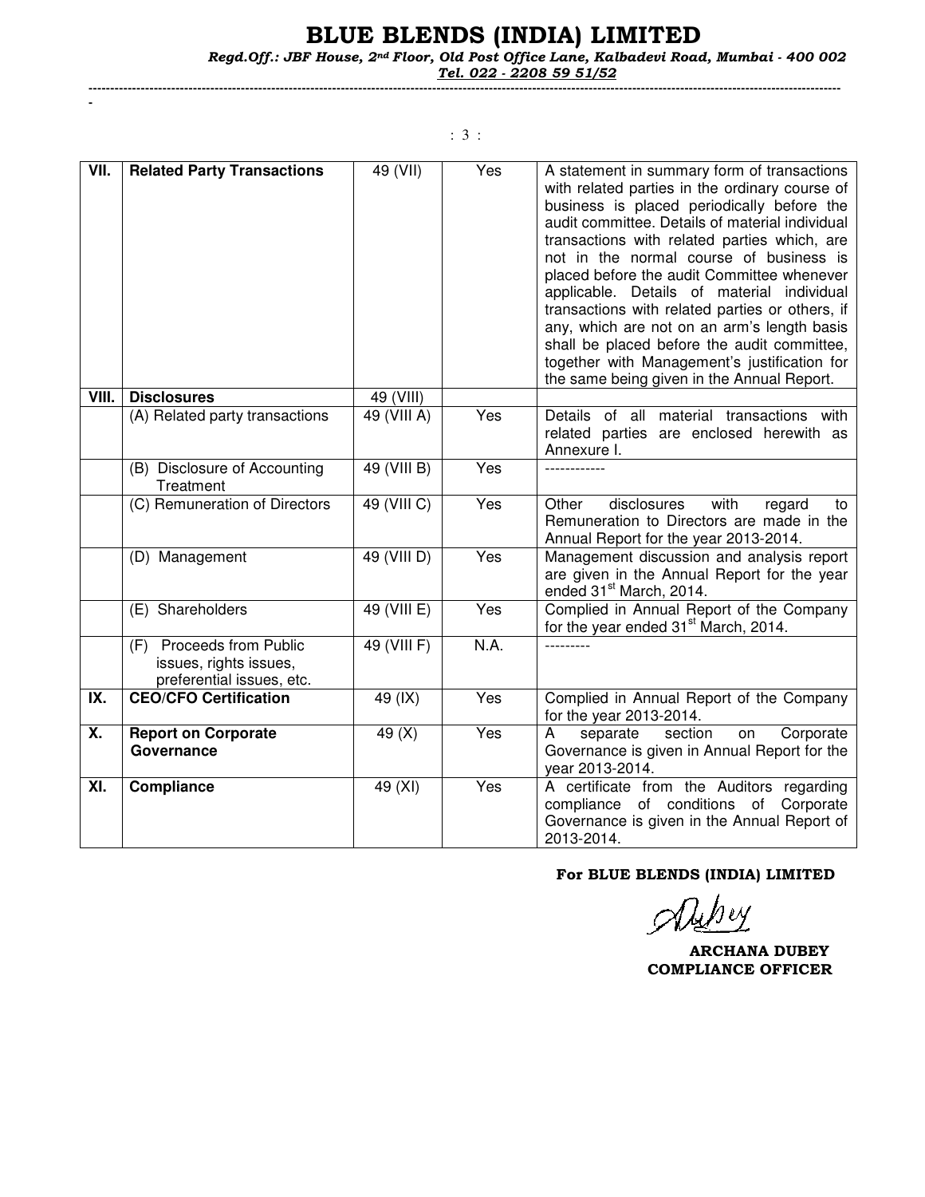# BLUE BLENDS (INDIA) LIMITED

*Regd.Off.: JBF House, 2nd Floor, Old Post Office Lane, Kalbadevi Road, Mumbai - 400 002*

*Tel. 022 - 2208 59 51/52*

| | | | | |
|---|---|---|---|---|
| **VII.** | **Related Party Transactions** | 49 (VII) | Yes | A statement in summary form of transactions with related parties in the ordinary course of business is placed periodically before the audit committee. Details of material individual transactions with related parties which, are not in the normal course of business is placed before the audit Committee whenever applicable. Details of material individual transactions with related parties or others, if any, which are not on an arm's length basis shall be placed before the audit committee, together with Management's justification for the same being given in the Annual Report. |
| **VIII.** | **Disclosures** | 49 (VIII) | | |
| | (A) Related party transactions | 49 (VIII A) | Yes | Details of all material transactions with related parties are enclosed herewith as Annexure I. |
| | (B) Disclosure of Accounting Treatment | 49 (VIII B) | Yes | ------------ |
| | (C) Remuneration of Directors | 49 (VIII C) | Yes | Other disclosures with regard to Remuneration to Directors are made in the Annual Report for the year 2013-2014. |
| | (D) Management | 49 (VIII D) | Yes | Management discussion and analysis report are given in the Annual Report for the year ended 31st March, 2014. |
| | (E) Shareholders | 49 (VIII E) | Yes | Complied in Annual Report of the Company for the year ended 31st March, 2014. |
| | (F) Proceeds from Public issues, rights issues, preferential issues, etc. | 49 (VIII F) | N.A. | --------- |
| **IX.** | **CEO/CFO Certification** | 49 (IX) | Yes | Complied in Annual Report of the Company for the year 2013-2014. |
| **X.** | **Report on Corporate Governance** | 49 (X) | Yes | A separate section on Corporate Governance is given in Annual Report for the year 2013-2014. |
| **XI.** | **Compliance** | 49 (XI) | Yes | A certificate from the Auditors regarding compliance of conditions of Corporate Governance is given in the Annual Report of 2013-2014. |

**For BLUE BLENDS (INDIA) LIMITED**

**ARCHANA DUBEY**
**COMPLIANCE OFFICER**